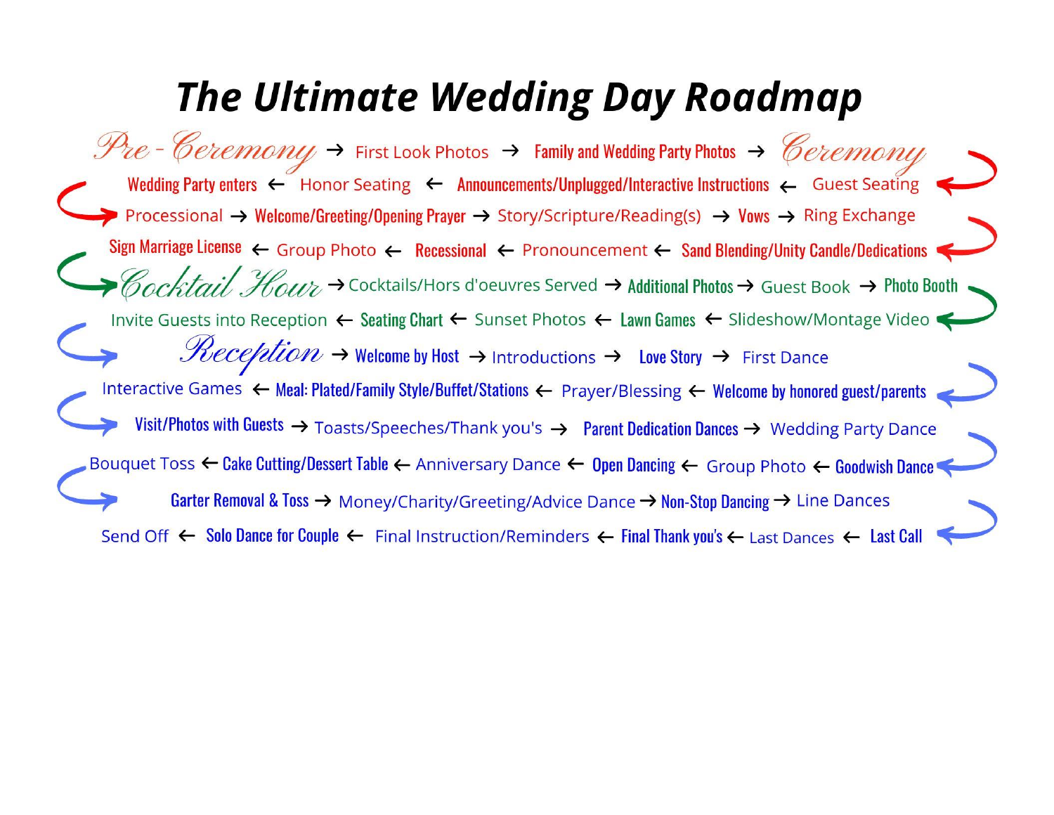# The Ultimate Wedding Day Roadmap

Pre-Ceremony → First Look Photos → Family and Wedding Party Photos → Ceremony

Wedding Party enters ← Honor Seating ← Announcements/Unplugged/Interactive Instructions ← Guest Seating

Processional → Welcome/Greeting/Opening Prayer → Story/Scripture/Reading(s) → Vows → Ring Exchange

Sign Marriage License ← Group Photo ← Recessional ← Pronouncement ← Sand Blending/Unity Candle/Dedications

Cocktail Hour → Cocktails/Hors d'oeuvres Served → Additional Photos → Guest Book → Photo Booth

Invite Guests into Reception ← Seating Chart ← Sunset Photos ← Lawn Games ← Slideshow/Montage Video

Reception → Welcome by Host → Introductions → Love Story → First Dance

Interactive Games ← Meal: Plated/Family Style/Buffet/Stations ← Prayer/Blessing ← Welcome by honored guest/parents

Visit/Photos with Guests → Toasts/Speeches/Thank you's → Parent Dedication Dances → Wedding Party Dance

Bouquet Toss ← Cake Cutting/Dessert Table ← Anniversary Dance ← Open Dancing ← Group Photo ← Goodwish Dance

Garter Removal & Toss → Money/Charity/Greeting/Advice Dance → Non-Stop Dancing → Line Dances

Send Off ← Solo Dance for Couple ← Final Instruction/Reminders ← Final Thank you's ← Last Dances ← Last Call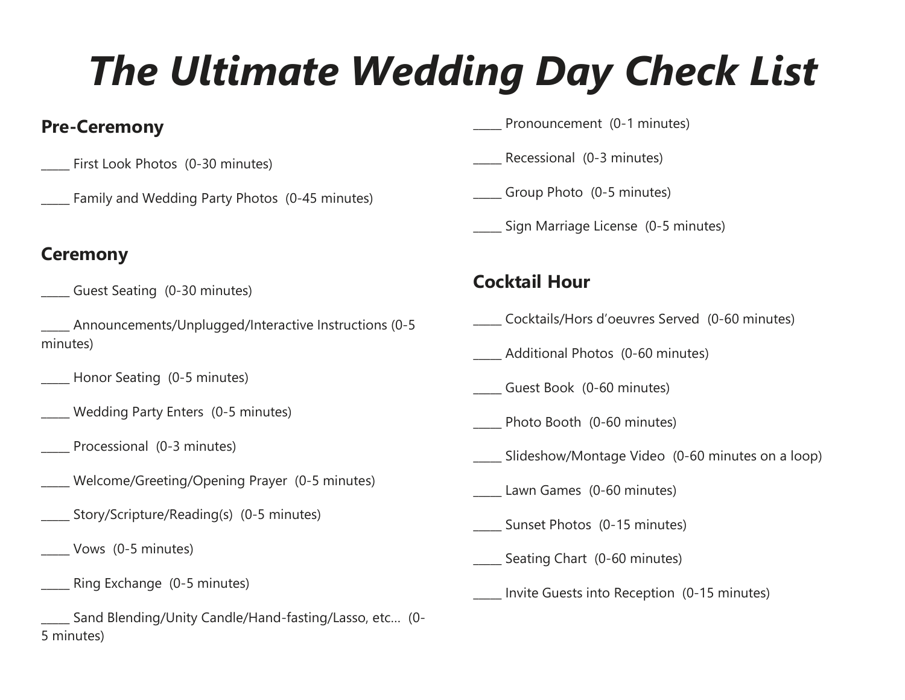# *The Ultimate Wedding Day Check List*

## Pre-Ceremony

_____ First Look Photos (0-30 minutes)

_____ Family and Wedding Party Photos (0-45 minutes)

## Ceremony

_____ Guest Seating (0-30 minutes)

_____ Announcements/Unplugged/Interactive Instructions (0-5 minutes)

_____ Honor Seating (0-5 minutes)

_____ Wedding Party Enters (0-5 minutes)

_____ Processional (0-3 minutes)

_____ Welcome/Greeting/Opening Prayer (0-5 minutes)

_____ Story/Scripture/Reading(s) (0-5 minutes)

_____ Vows (0-5 minutes)

_____ Ring Exchange (0-5 minutes)

_____ Sand Blending/Unity Candle/Hand-fasting/Lasso, etc… (0-5 minutes)

_____ Pronouncement (0-1 minutes)

_____ Recessional (0-3 minutes)

_____ Group Photo (0-5 minutes)

_____ Sign Marriage License (0-5 minutes)

## Cocktail Hour

_____ Cocktails/Hors d'oeuvres Served (0-60 minutes)

_____ Additional Photos (0-60 minutes)

_____ Guest Book (0-60 minutes)

_____ Photo Booth (0-60 minutes)

_____ Slideshow/Montage Video (0-60 minutes on a loop)

_____ Lawn Games (0-60 minutes)

_____ Sunset Photos (0-15 minutes)

_____ Seating Chart (0-60 minutes)

_____ Invite Guests into Reception (0-15 minutes)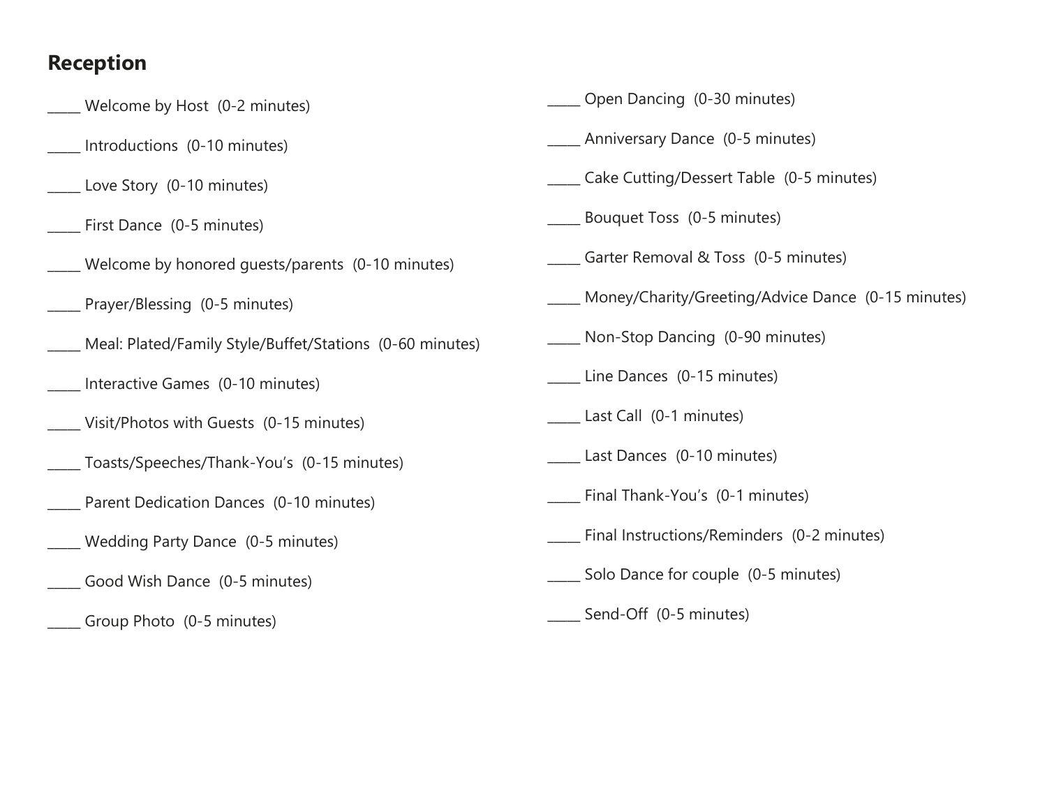## Reception

_____ Welcome by Host  (0-2 minutes)

_____ Introductions  (0-10 minutes)

_____ Love Story  (0-10 minutes)

_____ First Dance  (0-5 minutes)

_____ Welcome by honored guests/parents  (0-10 minutes)

_____ Prayer/Blessing  (0-5 minutes)

_____ Meal: Plated/Family Style/Buffet/Stations  (0-60 minutes)

_____ Interactive Games  (0-10 minutes)

_____ Visit/Photos with Guests  (0-15 minutes)

_____ Toasts/Speeches/Thank-You's  (0-15 minutes)

_____ Parent Dedication Dances  (0-10 minutes)

_____ Wedding Party Dance  (0-5 minutes)

_____ Good Wish Dance  (0-5 minutes)

_____ Group Photo  (0-5 minutes)

_____ Open Dancing  (0-30 minutes)

_____ Anniversary Dance  (0-5 minutes)

_____ Cake Cutting/Dessert Table  (0-5 minutes)

_____ Bouquet Toss  (0-5 minutes)

_____ Garter Removal & Toss  (0-5 minutes)

_____ Money/Charity/Greeting/Advice Dance  (0-15 minutes)

_____ Non-Stop Dancing  (0-90 minutes)

_____ Line Dances  (0-15 minutes)

_____ Last Call  (0-1 minutes)

_____ Last Dances  (0-10 minutes)

_____ Final Thank-You's  (0-1 minutes)

_____ Final Instructions/Reminders  (0-2 minutes)

_____ Solo Dance for couple  (0-5 minutes)

_____ Send-Off  (0-5 minutes)